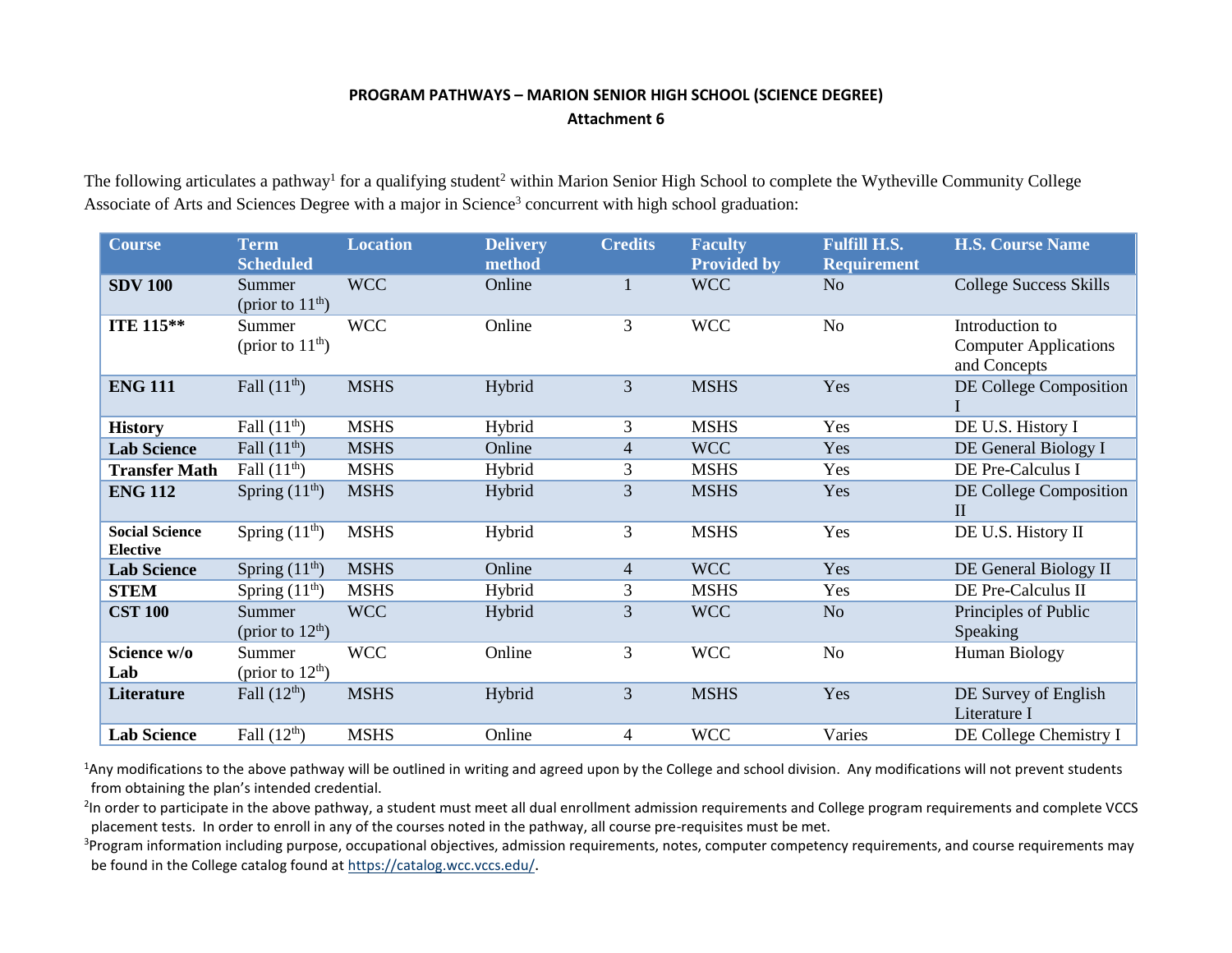**PROGRAM PATHWAYS – MARION SENIOR HIGH SCHOOL (SCIENCE DEGREE)**
**Attachment 6**

The following articulates a pathway[1] for a qualifying student[2] within Marion Senior High School to complete the Wytheville Community College Associate of Arts and Sciences Degree with a major in Science[3] concurrent with high school graduation:

| Course | Term Scheduled | Location | Delivery method | Credits | Faculty Provided by | Fulfill H.S. Requirement | H.S. Course Name |
|---|---|---|---|---|---|---|---|
| **SDV 100** | Summer (prior to 11th) | WCC | Online | 1 | WCC | No | College Success Skills |
| **ITE 115**** | Summer (prior to 11th) | WCC | Online | 3 | WCC | No | Introduction to Computer Applications and Concepts |
| **ENG 111** | Fall (11th) | MSHS | Hybrid | 3 | MSHS | Yes | DE College Composition I |
| **History** | Fall (11th) | MSHS | Hybrid | 3 | MSHS | Yes | DE U.S. History I |
| **Lab Science** | Fall (11th) | MSHS | Online | 4 | WCC | Yes | DE General Biology I |
| **Transfer Math** | Fall (11th) | MSHS | Hybrid | 3 | MSHS | Yes | DE Pre-Calculus I |
| **ENG 112** | Spring (11th) | MSHS | Hybrid | 3 | MSHS | Yes | DE College Composition II |
| **Social Science Elective** | Spring (11th) | MSHS | Hybrid | 3 | MSHS | Yes | DE U.S. History II |
| **Lab Science** | Spring (11th) | MSHS | Online | 4 | WCC | Yes | DE General Biology II |
| **STEM** | Spring (11th) | MSHS | Hybrid | 3 | MSHS | Yes | DE Pre-Calculus II |
| **CST 100** | Summer (prior to 12th) | WCC | Hybrid | 3 | WCC | No | Principles of Public Speaking |
| **Science w/o Lab** | Summer (prior to 12th) | WCC | Online | 3 | WCC | No | Human Biology |
| **Literature** | Fall (12th) | MSHS | Hybrid | 3 | MSHS | Yes | DE Survey of English Literature I |
| **Lab Science** | Fall (12th) | MSHS | Online | 4 | WCC | Varies | DE College Chemistry I |

[1]Any modifications to the above pathway will be outlined in writing and agreed upon by the College and school division. Any modifications will not prevent students from obtaining the plan's intended credential.

[2]In order to participate in the above pathway, a student must meet all dual enrollment admission requirements and College program requirements and complete VCCS placement tests. In order to enroll in any of the courses noted in the pathway, all course pre-requisites must be met.

[3]Program information including purpose, occupational objectives, admission requirements, notes, computer competency requirements, and course requirements may be found in the College catalog found at https://catalog.wcc.vccs.edu/.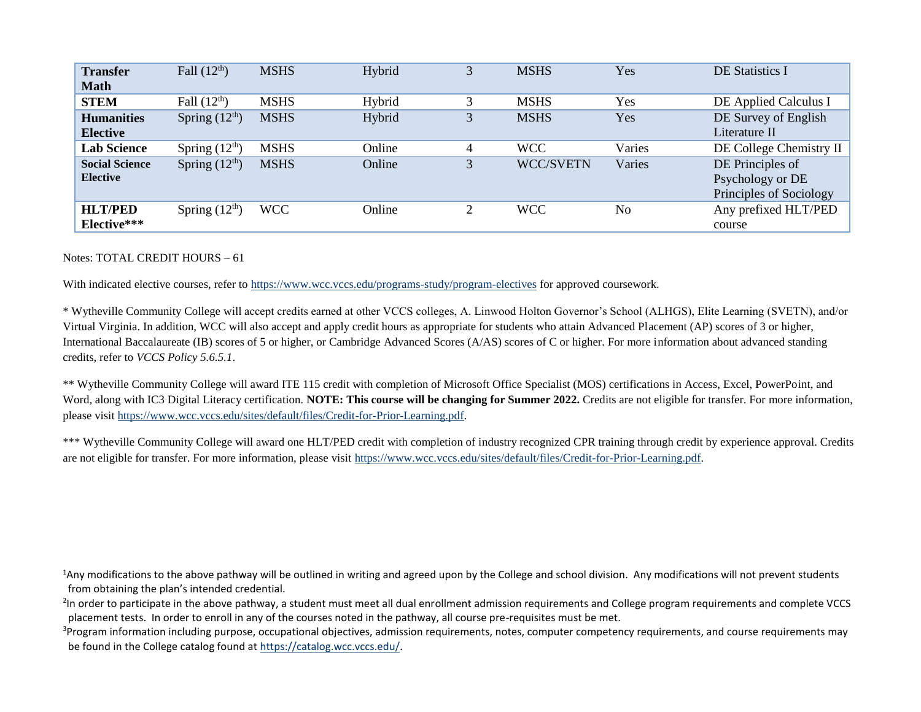| | | | | | | | |
|---|---|---|---|---|---|---|---|
| **Transfer Math** | Fall ($12^{th}$) | MSHS | Hybrid | 3 | MSHS | Yes | DE Statistics I |
| **STEM** | Fall ($12^{th}$) | MSHS | Hybrid | 3 | MSHS | Yes | DE Applied Calculus I |
| **Humanities Elective** | Spring ($12^{th}$) | MSHS | Hybrid | 3 | MSHS | Yes | DE Survey of English Literature II |
| **Lab Science** | Spring ($12^{th}$) | MSHS | Online | 4 | WCC | Varies | DE College Chemistry II |
| **Social Science Elective** | Spring ($12^{th}$) | MSHS | Online | 3 | WCC/SVETN | Varies | DE Principles of Psychology or DE Principles of Sociology |
| **HLT/PED Elective*** ** | Spring ($12^{th}$) | WCC | Online | 2 | WCC | No | Any prefixed HLT/PED course |

Notes: TOTAL CREDIT HOURS – 61

With indicated elective courses, refer to https://www.wcc.vccs.edu/programs-study/program-electives for approved coursework.

* Wytheville Community College will accept credits earned at other VCCS colleges, A. Linwood Holton Governor's School (ALHGS), Elite Learning (SVETN), and/or Virtual Virginia. In addition, WCC will also accept and apply credit hours as appropriate for students who attain Advanced Placement (AP) scores of 3 or higher, International Baccalaureate (IB) scores of 5 or higher, or Cambridge Advanced Scores (A/AS) scores of C or higher. For more information about advanced standing credits, refer to *VCCS Policy 5.6.5.1*.

** Wytheville Community College will award ITE 115 credit with completion of Microsoft Office Specialist (MOS) certifications in Access, Excel, PowerPoint, and Word, along with IC3 Digital Literacy certification. **NOTE: This course will be changing for Summer 2022.** Credits are not eligible for transfer. For more information, please visit https://www.wcc.vccs.edu/sites/default/files/Credit-for-Prior-Learning.pdf.

*** Wytheville Community College will award one HLT/PED credit with completion of industry recognized CPR training through credit by experience approval. Credits are not eligible for transfer. For more information, please visit https://www.wcc.vccs.edu/sites/default/files/Credit-for-Prior-Learning.pdf.

[1]Any modifications to the above pathway will be outlined in writing and agreed upon by the College and school division. Any modifications will not prevent students from obtaining the plan's intended credential.

[2]In order to participate in the above pathway, a student must meet all dual enrollment admission requirements and College program requirements and complete VCCS placement tests. In order to enroll in any of the courses noted in the pathway, all course pre-requisites must be met.

[3]Program information including purpose, occupational objectives, admission requirements, notes, computer competency requirements, and course requirements may be found in the College catalog found at https://catalog.wcc.vccs.edu/.